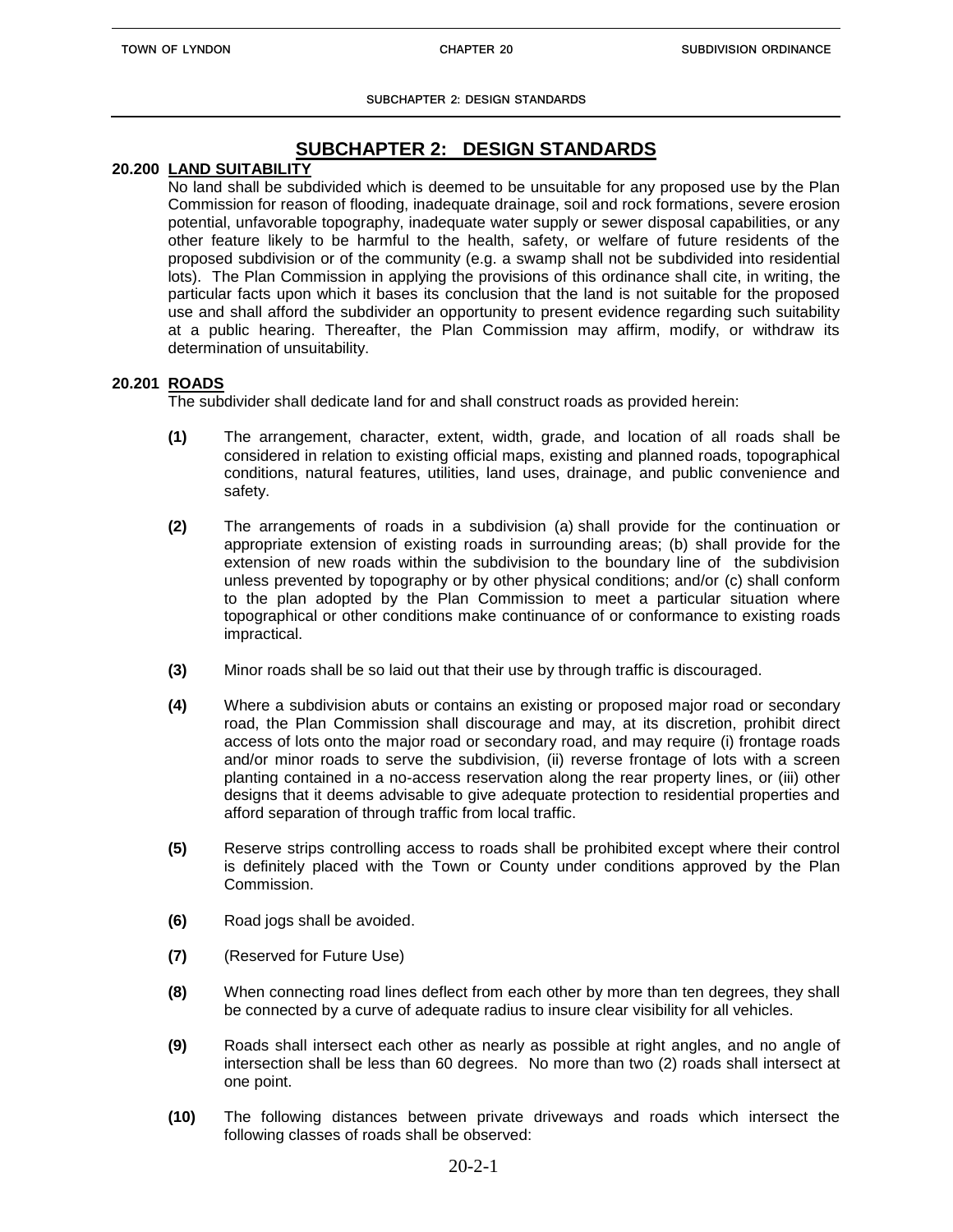# SUBCHAPTER 2: DESIGN STANDARDS

## 20.200 LAND SUITABILITY

No land shall be subdivided which is deemed to be unsuitable for any proposed use by the Plan Commission for reason of flooding, inadequate drainage, soil and rock formations, severe erosion potential, unfavorable topography, inadequate water supply or sewer disposal capabilities, or any other feature likely to be harmful to the health, safety, or welfare of future residents of the proposed subdivision or of the community (e.g. a swamp shall not be subdivided into residential lots). The Plan Commission in applying the provisions of this ordinance shall cite, in writing, the particular facts upon which it bases its conclusion that the land is not suitable for the proposed use and shall afford the subdivider an opportunity to present evidence regarding such suitability at a public hearing. Thereafter, the Plan Commission may affirm, modify, or withdraw its determination of unsuitability.

## 20.201 ROADS

The subdivider shall dedicate land for and shall construct roads as provided herein:

**(1)** The arrangement, character, extent, width, grade, and location of all roads shall be considered in relation to existing official maps, existing and planned roads, topographical conditions, natural features, utilities, land uses, drainage, and public convenience and safety.

**(2)** The arrangements of roads in a subdivision (a) shall provide for the continuation or appropriate extension of existing roads in surrounding areas; (b) shall provide for the extension of new roads within the subdivision to the boundary line of the subdivision unless prevented by topography or by other physical conditions; and/or (c) shall conform to the plan adopted by the Plan Commission to meet a particular situation where topographical or other conditions make continuance of or conformance to existing roads impractical.

**(3)** Minor roads shall be so laid out that their use by through traffic is discouraged.

**(4)** Where a subdivision abuts or contains an existing or proposed major road or secondary road, the Plan Commission shall discourage and may, at its discretion, prohibit direct access of lots onto the major road or secondary road, and may require (i) frontage roads and/or minor roads to serve the subdivision, (ii) reverse frontage of lots with a screen planting contained in a no-access reservation along the rear property lines, or (iii) other designs that it deems advisable to give adequate protection to residential properties and afford separation of through traffic from local traffic.

**(5)** Reserve strips controlling access to roads shall be prohibited except where their control is definitely placed with the Town or County under conditions approved by the Plan Commission.

**(6)** Road jogs shall be avoided.

**(7)** (Reserved for Future Use)

**(8)** When connecting road lines deflect from each other by more than ten degrees, they shall be connected by a curve of adequate radius to insure clear visibility for all vehicles.

**(9)** Roads shall intersect each other as nearly as possible at right angles, and no angle of intersection shall be less than 60 degrees. No more than two (2) roads shall intersect at one point.

**(10)** The following distances between private driveways and roads which intersect the following classes of roads shall be observed: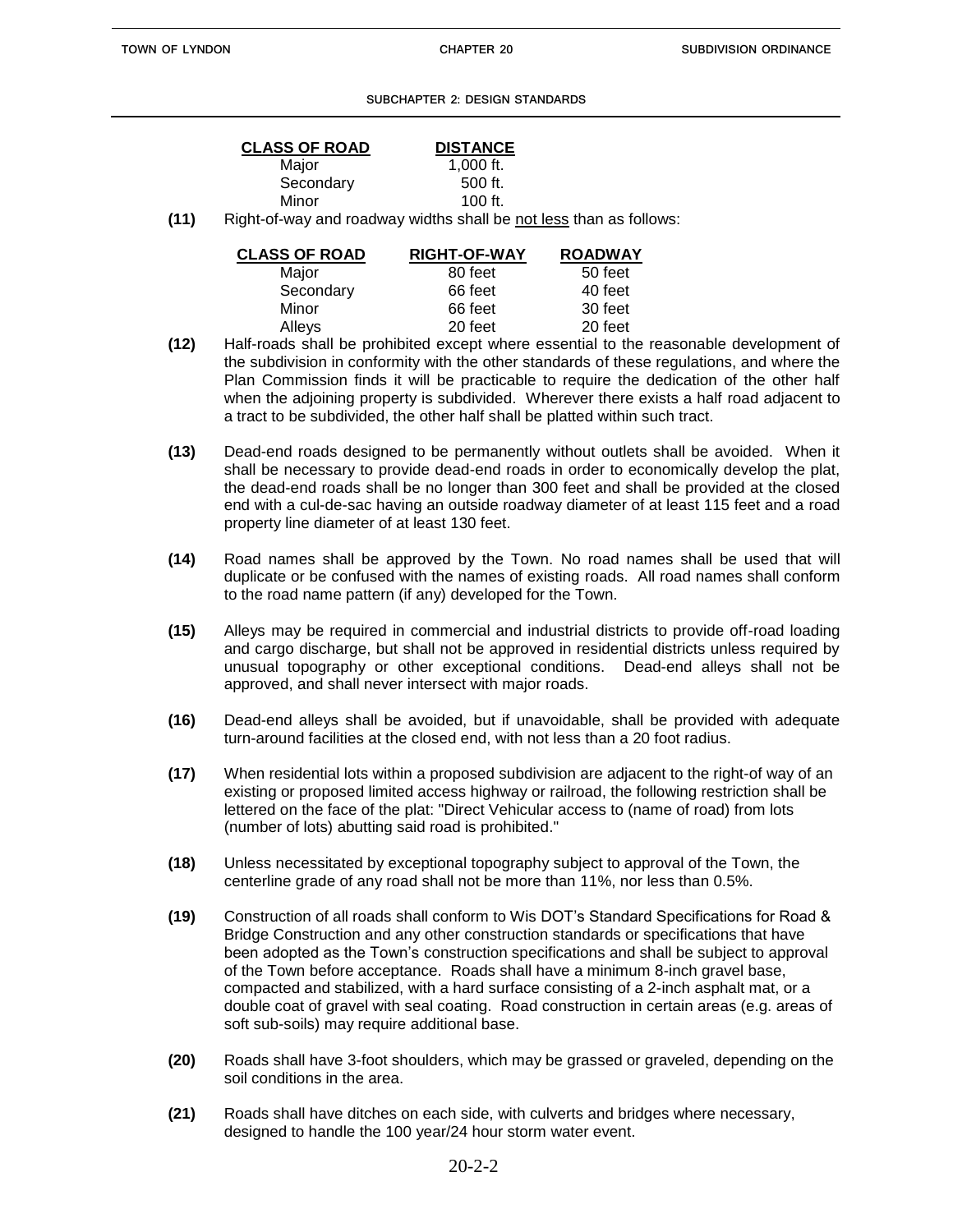| CLASS OF ROAD | DISTANCE |
|---|---|
| Major | 1,000 ft. |
| Secondary | 500 ft. |
| Minor | 100 ft. |

**(11)** Right-of-way and roadway widths shall be not less than as follows:

| CLASS OF ROAD | RIGHT-OF-WAY | ROADWAY |
|---|---|---|
| Major | 80 feet | 50 feet |
| Secondary | 66 feet | 40 feet |
| Minor | 66 feet | 30 feet |
| Alleys | 20 feet | 20 feet |

**(12)** Half-roads shall be prohibited except where essential to the reasonable development of the subdivision in conformity with the other standards of these regulations, and where the Plan Commission finds it will be practicable to require the dedication of the other half when the adjoining property is subdivided. Wherever there exists a half road adjacent to a tract to be subdivided, the other half shall be platted within such tract.

**(13)** Dead-end roads designed to be permanently without outlets shall be avoided. When it shall be necessary to provide dead-end roads in order to economically develop the plat, the dead-end roads shall be no longer than 300 feet and shall be provided at the closed end with a cul-de-sac having an outside roadway diameter of at least 115 feet and a road property line diameter of at least 130 feet.

**(14)** Road names shall be approved by the Town. No road names shall be used that will duplicate or be confused with the names of existing roads. All road names shall conform to the road name pattern (if any) developed for the Town.

**(15)** Alleys may be required in commercial and industrial districts to provide off-road loading and cargo discharge, but shall not be approved in residential districts unless required by unusual topography or other exceptional conditions. Dead-end alleys shall not be approved, and shall never intersect with major roads.

**(16)** Dead-end alleys shall be avoided, but if unavoidable, shall be provided with adequate turn-around facilities at the closed end, with not less than a 20 foot radius.

**(17)** When residential lots within a proposed subdivision are adjacent to the right-of way of an existing or proposed limited access highway or railroad, the following restriction shall be lettered on the face of the plat: "Direct Vehicular access to (name of road) from lots (number of lots) abutting said road is prohibited."

**(18)** Unless necessitated by exceptional topography subject to approval of the Town, the centerline grade of any road shall not be more than 11%, nor less than 0.5%.

**(19)** Construction of all roads shall conform to Wis DOT's Standard Specifications for Road & Bridge Construction and any other construction standards or specifications that have been adopted as the Town's construction specifications and shall be subject to approval of the Town before acceptance. Roads shall have a minimum 8-inch gravel base, compacted and stabilized, with a hard surface consisting of a 2-inch asphalt mat, or a double coat of gravel with seal coating. Road construction in certain areas (e.g. areas of soft sub-soils) may require additional base.

**(20)** Roads shall have 3-foot shoulders, which may be grassed or graveled, depending on the soil conditions in the area.

**(21)** Roads shall have ditches on each side, with culverts and bridges where necessary, designed to handle the 100 year/24 hour storm water event.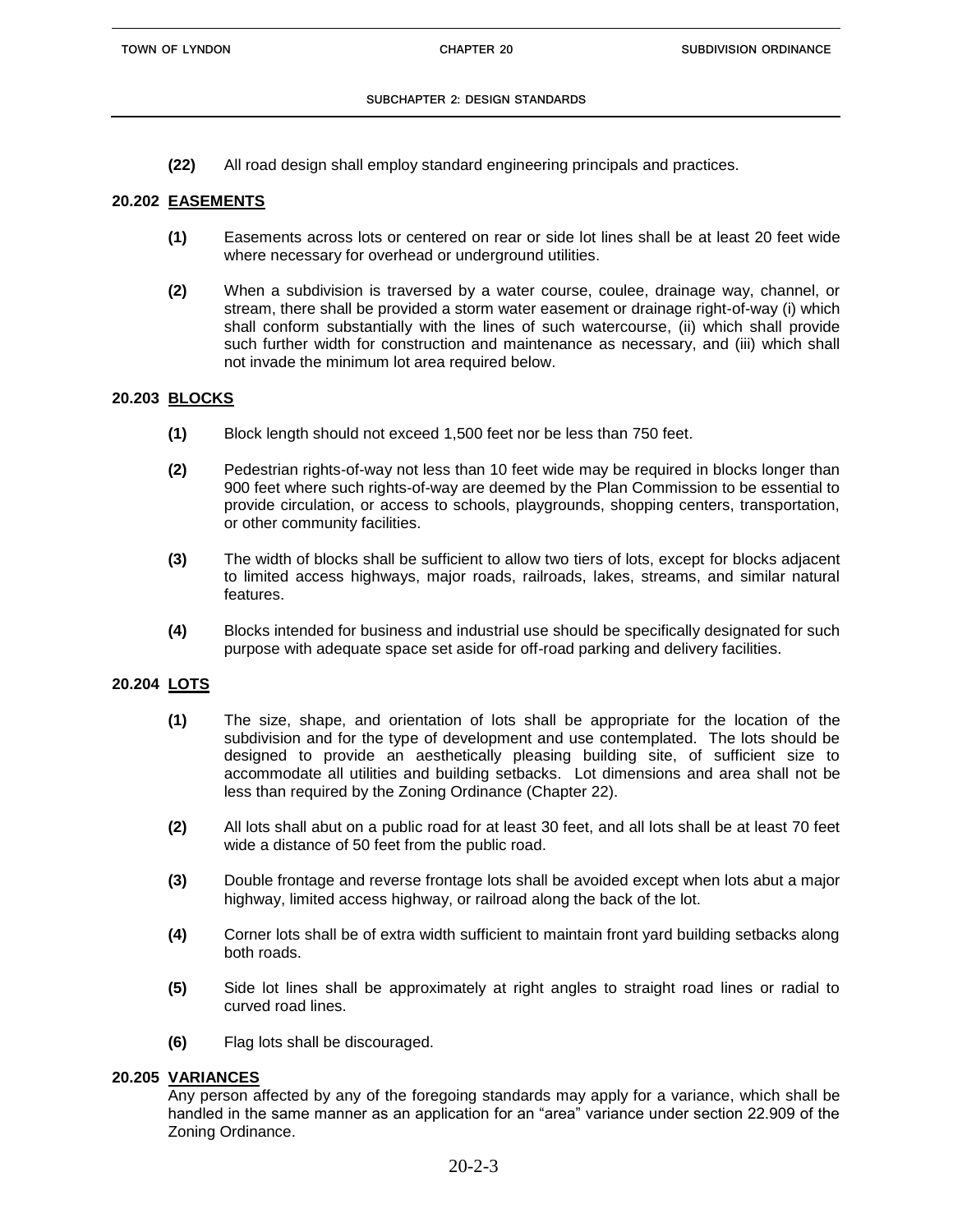**(22)** All road design shall employ standard engineering principals and practices.

## 20.202 EASEMENTS

**(1)** Easements across lots or centered on rear or side lot lines shall be at least 20 feet wide where necessary for overhead or underground utilities.

**(2)** When a subdivision is traversed by a water course, coulee, drainage way, channel, or stream, there shall be provided a storm water easement or drainage right-of-way (i) which shall conform substantially with the lines of such watercourse, (ii) which shall provide such further width for construction and maintenance as necessary, and (iii) which shall not invade the minimum lot area required below.

## 20.203 BLOCKS

**(1)** Block length should not exceed 1,500 feet nor be less than 750 feet.

**(2)** Pedestrian rights-of-way not less than 10 feet wide may be required in blocks longer than 900 feet where such rights-of-way are deemed by the Plan Commission to be essential to provide circulation, or access to schools, playgrounds, shopping centers, transportation, or other community facilities.

**(3)** The width of blocks shall be sufficient to allow two tiers of lots, except for blocks adjacent to limited access highways, major roads, railroads, lakes, streams, and similar natural features.

**(4)** Blocks intended for business and industrial use should be specifically designated for such purpose with adequate space set aside for off-road parking and delivery facilities.

## 20.204 LOTS

**(1)** The size, shape, and orientation of lots shall be appropriate for the location of the subdivision and for the type of development and use contemplated. The lots should be designed to provide an aesthetically pleasing building site, of sufficient size to accommodate all utilities and building setbacks. Lot dimensions and area shall not be less than required by the Zoning Ordinance (Chapter 22).

**(2)** All lots shall abut on a public road for at least 30 feet, and all lots shall be at least 70 feet wide a distance of 50 feet from the public road.

**(3)** Double frontage and reverse frontage lots shall be avoided except when lots abut a major highway, limited access highway, or railroad along the back of the lot.

**(4)** Corner lots shall be of extra width sufficient to maintain front yard building setbacks along both roads.

**(5)** Side lot lines shall be approximately at right angles to straight road lines or radial to curved road lines.

**(6)** Flag lots shall be discouraged.

## 20.205 VARIANCES

Any person affected by any of the foregoing standards may apply for a variance, which shall be handled in the same manner as an application for an "area" variance under section 22.909 of the Zoning Ordinance.